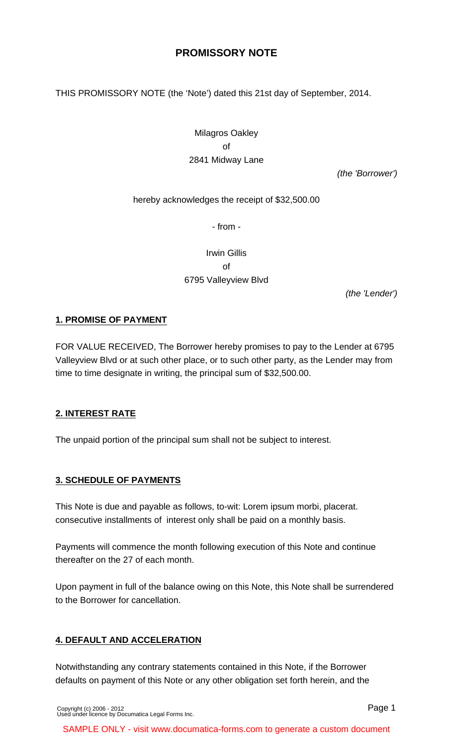# PROMISSORY NOTE

THIS PROMISSORY NOTE (the 'Note') dated this 21st day of September, 2014.

Milagros Oakley
of
2841 Midway Lane

*(the 'Borrower')*

hereby acknowledges the receipt of $32,500.00

- from -

Irwin Gillis
of
6795 Valleyview Blvd

*(the 'Lender')*

## 1. PROMISE OF PAYMENT

FOR VALUE RECEIVED, The Borrower hereby promises to pay to the Lender at 6795 Valleyview Blvd or at such other place, or to such other party, as the Lender may from time to time designate in writing, the principal sum of $32,500.00.

## 2. INTEREST RATE

The unpaid portion of the principal sum shall not be subject to interest.

## 3. SCHEDULE OF PAYMENTS

This Note is due and payable as follows, to-wit: Lorem ipsum morbi, placerat. consecutive installments of interest only shall be paid on a monthly basis.

Payments will commence the month following execution of this Note and continue thereafter on the 27 of each month.

Upon payment in full of the balance owing on this Note, this Note shall be surrendered to the Borrower for cancellation.

## 4. DEFAULT AND ACCELERATION

Notwithstanding any contrary statements contained in this Note, if the Borrower defaults on payment of this Note or any other obligation set forth herein, and the

Copyright (c) 2006 - 2012
Used under licence by Documatica Legal Forms Inc.

SAMPLE ONLY - visit www.documatica-forms.com to generate a custom document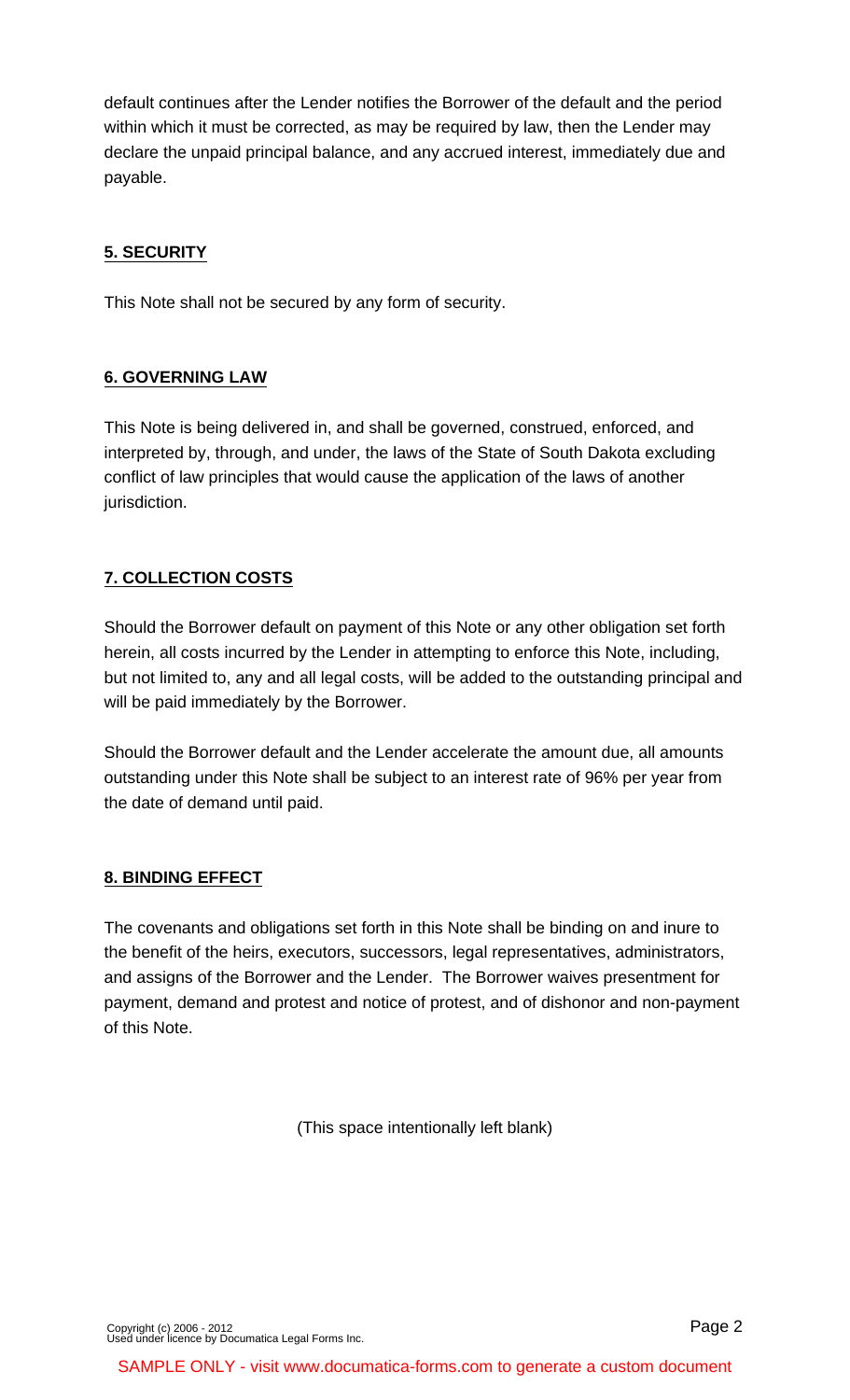default continues after the Lender notifies the Borrower of the default and the period within which it must be corrected, as may be required by law, then the Lender may declare the unpaid principal balance, and any accrued interest, immediately due and payable.

## 5. SECURITY

This Note shall not be secured by any form of security.

## 6. GOVERNING LAW

This Note is being delivered in, and shall be governed, construed, enforced, and interpreted by, through, and under, the laws of the State of South Dakota excluding conflict of law principles that would cause the application of the laws of another jurisdiction.

## 7. COLLECTION COSTS

Should the Borrower default on payment of this Note or any other obligation set forth herein, all costs incurred by the Lender in attempting to enforce this Note, including, but not limited to, any and all legal costs, will be added to the outstanding principal and will be paid immediately by the Borrower.

Should the Borrower default and the Lender accelerate the amount due, all amounts outstanding under this Note shall be subject to an interest rate of 96% per year from the date of demand until paid.

## 8. BINDING EFFECT

The covenants and obligations set forth in this Note shall be binding on and inure to the benefit of the heirs, executors, successors, legal representatives, administrators, and assigns of the Borrower and the Lender. The Borrower waives presentment for payment, demand and protest and notice of protest, and of dishonor and non-payment of this Note.

(This space intentionally left blank)

Copyright (c) 2006 - 2012
Used under licence by Documatica Legal Forms Inc.

SAMPLE ONLY - visit www.documatica-forms.com to generate a custom document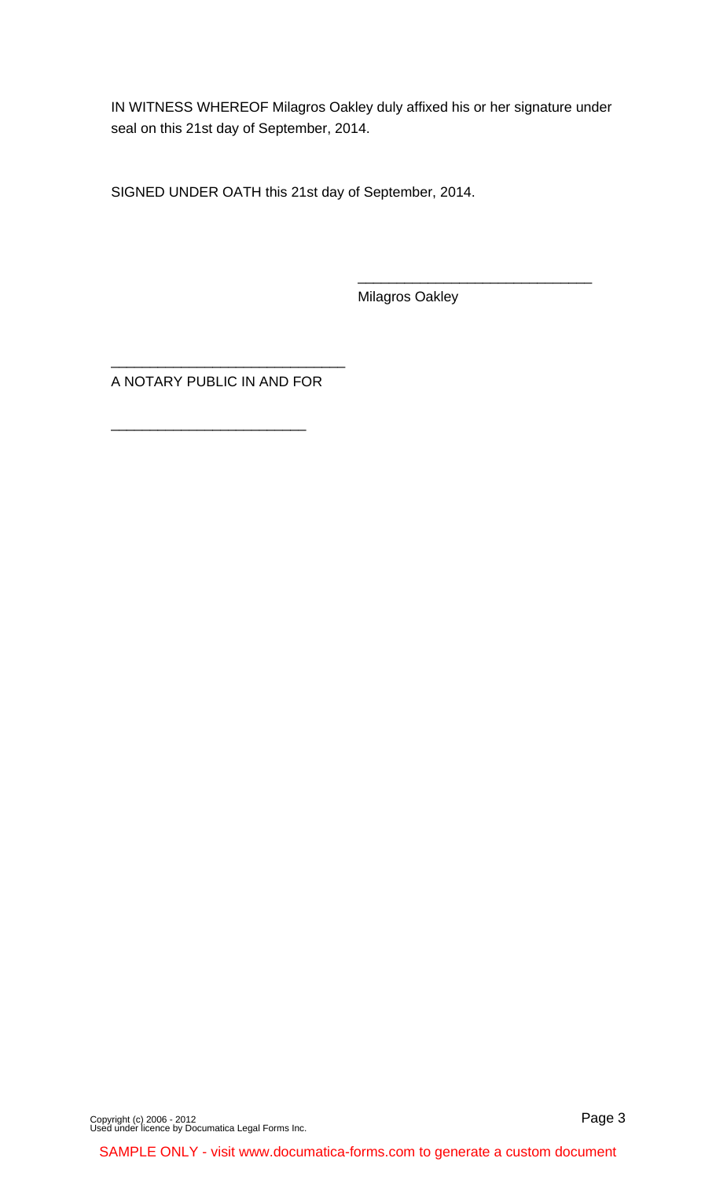IN WITNESS WHEREOF Milagros Oakley duly affixed his or her signature under seal on this 21st day of September, 2014.

SIGNED UNDER OATH this 21st day of September, 2014.

______________________________
Milagros Oakley

______________________________
A NOTARY PUBLIC IN AND FOR

_________________________

Copyright (c) 2006 - 2012
Used under licence by Documatica Legal Forms Inc.

SAMPLE ONLY - visit www.documatica-forms.com to generate a custom document